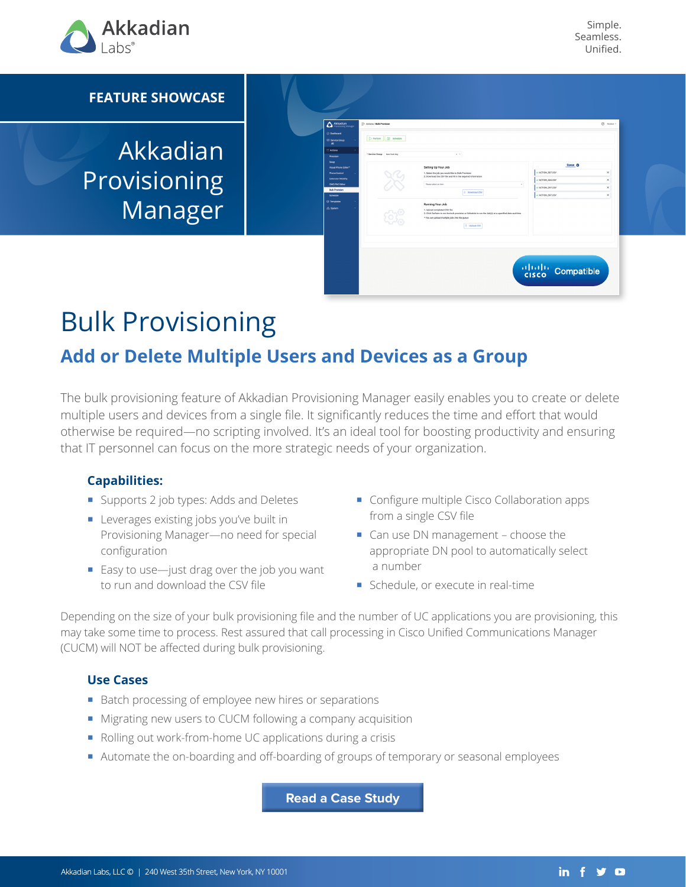Akkadian Labs®

Simple.
Seamless.
Unified.

FEATURE SHOWCASE

# Akkadian Provisioning Manager

# Bulk Provisioning

## Add or Delete Multiple Users and Devices as a Group

The bulk provisioning feature of Akkadian Provisioning Manager easily enables you to create or delete multiple users and devices from a single file. It significantly reduces the time and effort that would otherwise be required—no scripting involved. It's an ideal tool for boosting productivity and ensuring that IT personnel can focus on the more strategic needs of your organization.

### Capabilities:

- Supports 2 job types: Adds and Deletes
- Leverages existing jobs you've built in Provisioning Manager—no need for special configuration
- Easy to use—just drag over the job you want to run and download the CSV file
- Configure multiple Cisco Collaboration apps from a single CSV file
- Can use DN management – choose the appropriate DN pool to automatically select a number
- Schedule, or execute in real-time

Depending on the size of your bulk provisioning file and the number of UC applications you are provisioning, this may take some time to process. Rest assured that call processing in Cisco Unified Communications Manager (CUCM) will NOT be affected during bulk provisioning.

### Use Cases

- Batch processing of employee new hires or separations
- Migrating new users to CUCM following a company acquisition
- Rolling out work-from-home UC applications during a crisis
- Automate the on-boarding and off-boarding of groups of temporary or seasonal employees

Read a Case Study

Akkadian Labs, LLC © | 240 West 35th Street, New York, NY 10001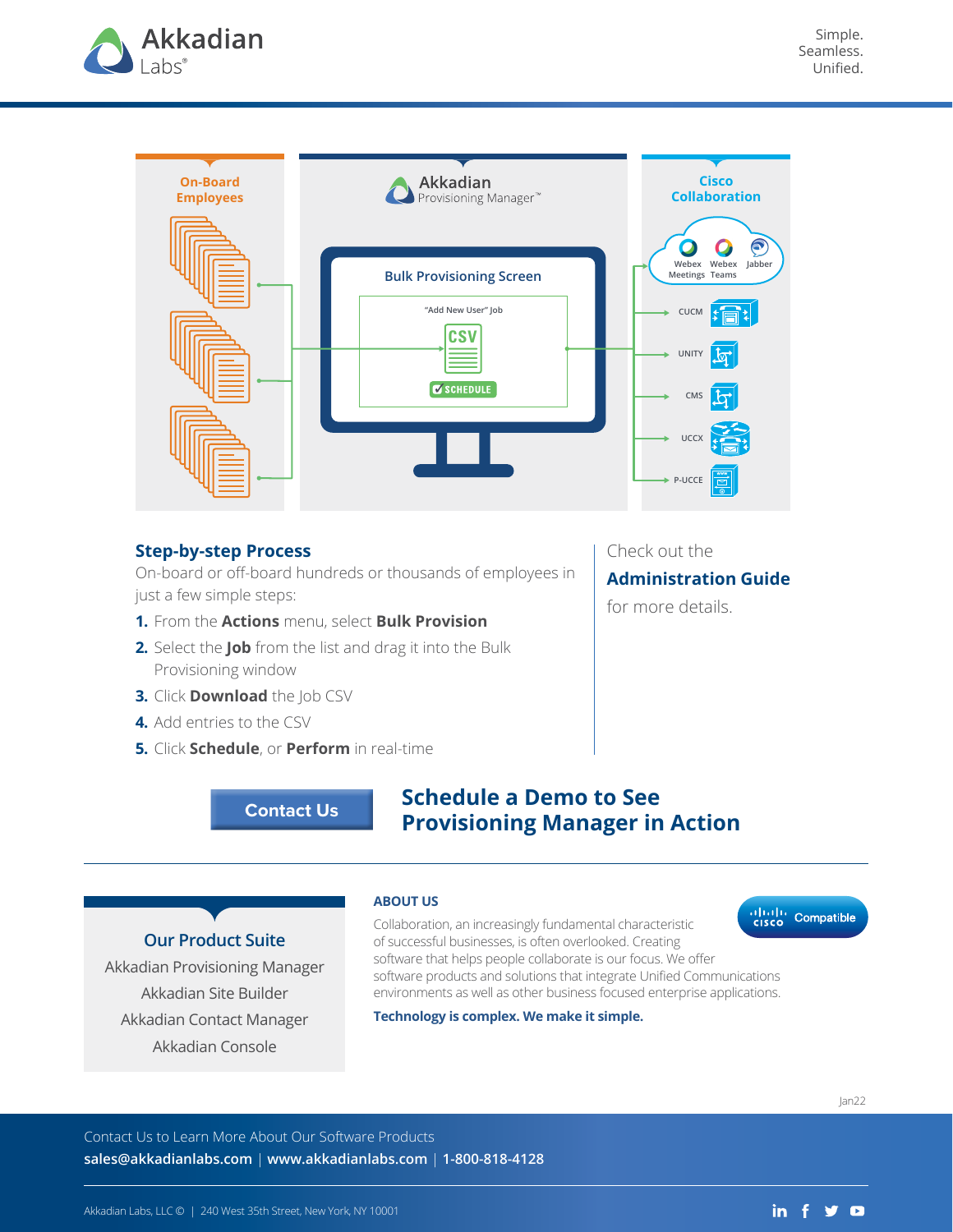Simple.
Seamless.
Unified.

On-Board Employees

Akkadian Provisioning Manager™

Bulk Provisioning Screen

"Add New User" Job

CSV

SCHEDULE

Cisco Collaboration

Webex Meetings
Webex Teams
Jabber

CUCM
UNITY
CMS
UCCX
P-UCCE

## Step-by-step Process

On-board or off-board hundreds or thousands of employees in just a few simple steps:

1. From the **Actions** menu, select **Bulk Provision**
2. Select the **Job** from the list and drag it into the Bulk Provisioning window
3. Click **Download** the Job CSV
4. Add entries to the CSV
5. Click **Schedule**, or **Perform** in real-time

Check out the **Administration Guide** for more details.

Contact Us

## Schedule a Demo to See Provisioning Manager in Action

### Our Product Suite

Akkadian Provisioning Manager
Akkadian Site Builder
Akkadian Contact Manager
Akkadian Console

### ABOUT US

Collaboration, an increasingly fundamental characteristic of successful businesses, is often overlooked. Creating software that helps people collaborate is our focus. We offer software products and solutions that integrate Unified Communications environments as well as other business focused enterprise applications.

**Technology is complex. We make it simple.**

Cisco Compatible

Jan22

Contact Us to Learn More About Our Software Products
**sales@akkadianlabs.com** | **www.akkadianlabs.com** | **1-800-818-4128**

Akkadian Labs, LLC © | 240 West 35th Street, New York, NY 10001